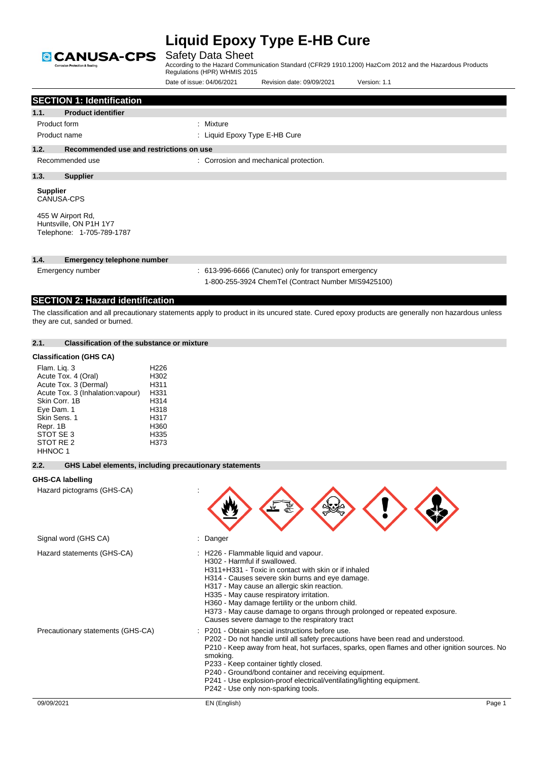# Liquid Epoxy Type E-HB Cure

## Safety Data Sheet

According to the Hazard Communication Standard (CFR29 1910.1200) HazCom 2012 and the Hazardous Products Regulations (HPR) WHMIS 2015

Date of issue: 04/06/2021 Revision date: 09/09/2021 Version: 1.1

## SECTION 1: Identification

### 1.1. Product identifier

Product form : Mixture

Product name : Liquid Epoxy Type E-HB Cure

### 1.2. Recommended use and restrictions on use

Recommended use : Corrosion and mechanical protection.

### 1.3. Supplier

**Supplier**
CANUSA-CPS

455 W Airport Rd,
Huntsville, ON P1H 1Y7
Telephone: 1-705-789-1787

### 1.4. Emergency telephone number

Emergency number : 613-996-6666 (Canutec) only for transport emergency
1-800-255-3924 ChemTel (Contract Number MIS9425100)

## SECTION 2: Hazard identification

The classification and all precautionary statements apply to product in its uncured state. Cured epoxy products are generally non hazardous unless they are cut, sanded or burned.

### 2.1. Classification of the substance or mixture

**Classification (GHS CA)**

| | |
|---|---|
| Flam. Liq. 3 | H226 |
| Acute Tox. 4 (Oral) | H302 |
| Acute Tox. 3 (Dermal) | H311 |
| Acute Tox. 3 (Inhalation:vapour) | H331 |
| Skin Corr. 1B | H314 |
| Eye Dam. 1 | H318 |
| Skin Sens. 1 | H317 |
| Repr. 1B | H360 |
| STOT SE 3 | H335 |
| STOT RE 2 | H373 |
| HHNOC 1 | |

### 2.2. GHS Label elements, including precautionary statements

**GHS-CA labelling**

Hazard pictograms (GHS-CA) :

Signal word (GHS CA) : Danger

Hazard statements (GHS-CA) :
H226 - Flammable liquid and vapour.
H302 - Harmful if swallowed.
H311+H331 - Toxic in contact with skin or if inhaled
H314 - Causes severe skin burns and eye damage.
H317 - May cause an allergic skin reaction.
H335 - May cause respiratory irritation.
H360 - May damage fertility or the unborn child.
H373 - May cause damage to organs through prolonged or repeated exposure.
Causes severe damage to the respiratory tract

Precautionary statements (GHS-CA) :
P201 - Obtain special instructions before use.
P202 - Do not handle until all safety precautions have been read and understood.
P210 - Keep away from heat, hot surfaces, sparks, open flames and other ignition sources. No smoking.
P233 - Keep container tightly closed.
P240 - Ground/bond container and receiving equipment.
P241 - Use explosion-proof electrical/ventilating/lighting equipment.
P242 - Use only non-sparking tools.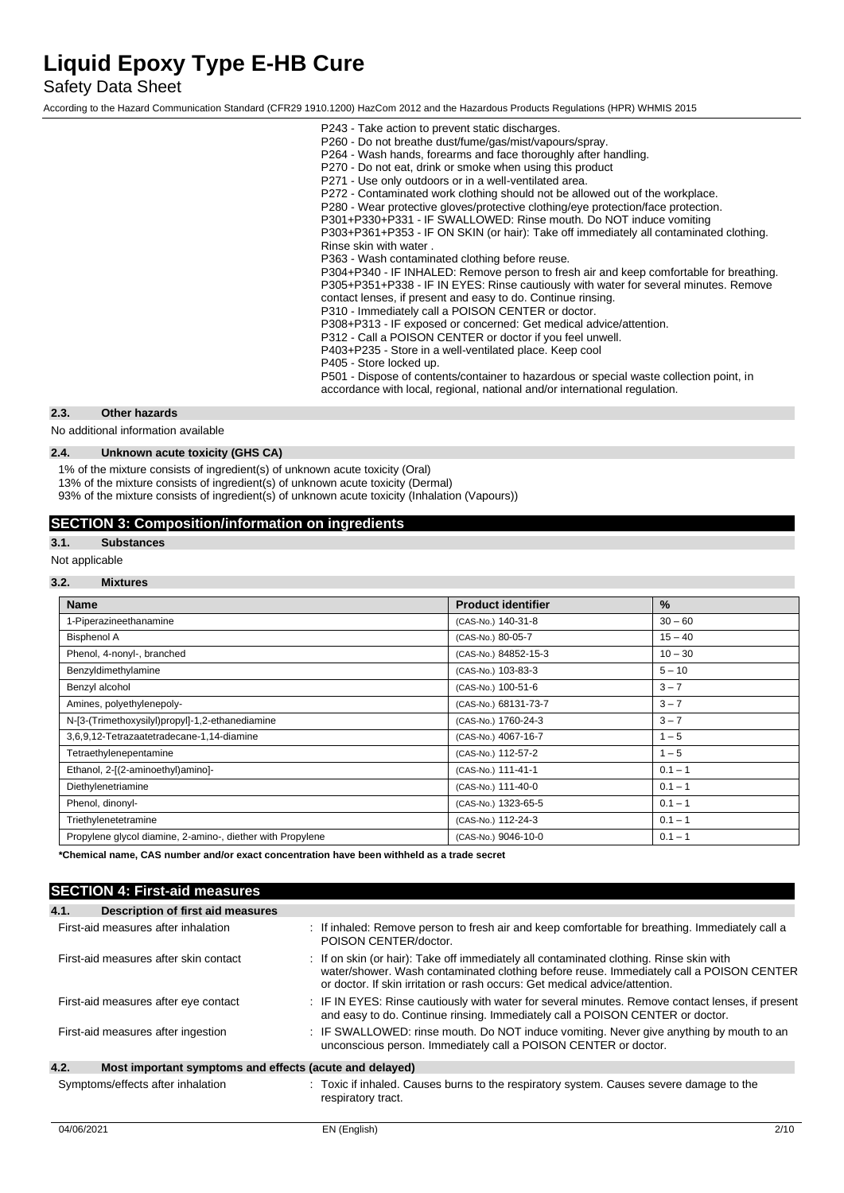P243 - Take action to prevent static discharges.
P260 - Do not breathe dust/fume/gas/mist/vapours/spray.
P264 - Wash hands, forearms and face thoroughly after handling.
P270 - Do not eat, drink or smoke when using this product
P271 - Use only outdoors or in a well-ventilated area.
P272 - Contaminated work clothing should not be allowed out of the workplace.
P280 - Wear protective gloves/protective clothing/eye protection/face protection.
P301+P330+P331 - IF SWALLOWED: Rinse mouth. Do NOT induce vomiting
P303+P361+P353 - IF ON SKIN (or hair): Take off immediately all contaminated clothing. Rinse skin with water .
P363 - Wash contaminated clothing before reuse.
P304+P340 - IF INHALED: Remove person to fresh air and keep comfortable for breathing.
P305+P351+P338 - IF IN EYES: Rinse cautiously with water for several minutes. Remove contact lenses, if present and easy to do. Continue rinsing.
P310 - Immediately call a POISON CENTER or doctor.
P308+P313 - IF exposed or concerned: Get medical advice/attention.
P312 - Call a POISON CENTER or doctor if you feel unwell.
P403+P235 - Store in a well-ventilated place. Keep cool
P405 - Store locked up.
P501 - Dispose of contents/container to hazardous or special waste collection point, in accordance with local, regional, national and/or international regulation.

### 2.3. Other hazards

No additional information available

### 2.4. Unknown acute toxicity (GHS CA)

1% of the mixture consists of ingredient(s) of unknown acute toxicity (Oral)
13% of the mixture consists of ingredient(s) of unknown acute toxicity (Dermal)
93% of the mixture consists of ingredient(s) of unknown acute toxicity (Inhalation (Vapours))

## SECTION 3: Composition/information on ingredients

### 3.1. Substances

Not applicable

### 3.2. Mixtures

| Name | Product identifier | % |
|---|---|---|
| 1-Piperazineethanamine | (CAS-No.) 140-31-8 | 30 – 60 |
| Bisphenol A | (CAS-No.) 80-05-7 | 15 – 40 |
| Phenol, 4-nonyl-, branched | (CAS-No.) 84852-15-3 | 10 – 30 |
| Benzyldimethylamine | (CAS-No.) 103-83-3 | 5 – 10 |
| Benzyl alcohol | (CAS-No.) 100-51-6 | 3 – 7 |
| Amines, polyethylenepoly- | (CAS-No.) 68131-73-7 | 3 – 7 |
| N-[3-(Trimethoxysilyl)propyl]-1,2-ethanediamine | (CAS-No.) 1760-24-3 | 3 – 7 |
| 3,6,9,12-Tetrazaatetradecane-1,14-diamine | (CAS-No.) 4067-16-7 | 1 – 5 |
| Tetraethylenepentamine | (CAS-No.) 112-57-2 | 1 – 5 |
| Ethanol, 2-[(2-aminoethyl)amino]- | (CAS-No.) 111-41-1 | 0.1 – 1 |
| Diethylenetriamine | (CAS-No.) 111-40-0 | 0.1 – 1 |
| Phenol, dinonyl- | (CAS-No.) 1323-65-5 | 0.1 – 1 |
| Triethylenetetramine | (CAS-No.) 112-24-3 | 0.1 – 1 |
| Propylene glycol diamine, 2-amino-, diether with Propylene | (CAS-No.) 9046-10-0 | 0.1 – 1 |

**\*Chemical name, CAS number and/or exact concentration have been withheld as a trade secret**

## SECTION 4: First-aid measures

### 4.1. Description of first aid measures

| | |
|---|---|
| First-aid measures after inhalation | : If inhaled: Remove person to fresh air and keep comfortable for breathing. Immediately call a POISON CENTER/doctor. |
| First-aid measures after skin contact | : If on skin (or hair): Take off immediately all contaminated clothing. Rinse skin with water/shower. Wash contaminated clothing before reuse. Immediately call a POISON CENTER or doctor. If skin irritation or rash occurs: Get medical advice/attention. |
| First-aid measures after eye contact | : IF IN EYES: Rinse cautiously with water for several minutes. Remove contact lenses, if present and easy to do. Continue rinsing. Immediately call a POISON CENTER or doctor. |
| First-aid measures after ingestion | : IF SWALLOWED: rinse mouth. Do NOT induce vomiting. Never give anything by mouth to an unconscious person. Immediately call a POISON CENTER or doctor. |

### 4.2. Most important symptoms and effects (acute and delayed)

| | |
|---|---|
| Symptoms/effects after inhalation | : Toxic if inhaled. Causes burns to the respiratory system. Causes severe damage to the respiratory tract. |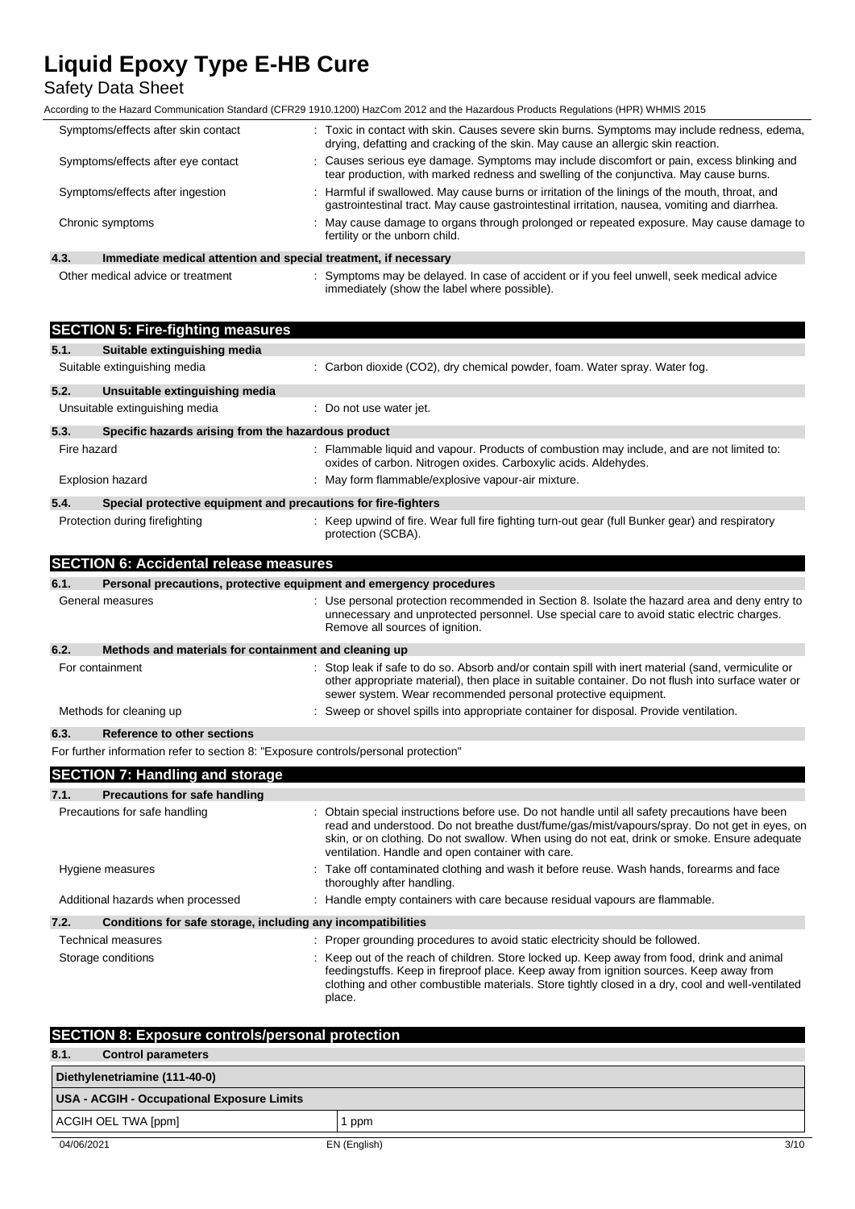| | |
|---|---|
| Symptoms/effects after skin contact | : Toxic in contact with skin. Causes severe skin burns. Symptoms may include redness, edema, drying, defatting and cracking of the skin. May cause an allergic skin reaction. |
| Symptoms/effects after eye contact | : Causes serious eye damage. Symptoms may include discomfort or pain, excess blinking and tear production, with marked redness and swelling of the conjunctiva. May cause burns. |
| Symptoms/effects after ingestion | : Harmful if swallowed. May cause burns or irritation of the linings of the mouth, throat, and gastrointestinal tract. May cause gastrointestinal irritation, nausea, vomiting and diarrhea. |
| Chronic symptoms | : May cause damage to organs through prolonged or repeated exposure. May cause damage to fertility or the unborn child. |

### 4.3. Immediate medical attention and special treatment, if necessary

| | |
|---|---|
| Other medical advice or treatment | : Symptoms may be delayed. In case of accident or if you feel unwell, seek medical advice immediately (show the label where possible). |

## SECTION 5: Fire-fighting measures

### 5.1. Suitable extinguishing media

| | |
|---|---|
| Suitable extinguishing media | : Carbon dioxide ($CO_2$), dry chemical powder, foam. Water spray. Water fog. |

### 5.2. Unsuitable extinguishing media

| | |
|---|---|
| Unsuitable extinguishing media | : Do not use water jet. |

### 5.3. Specific hazards arising from the hazardous product

| | |
|---|---|
| Fire hazard | : Flammable liquid and vapour. Products of combustion may include, and are not limited to: oxides of carbon. Nitrogen oxides. Carboxylic acids. Aldehydes. |
| Explosion hazard | : May form flammable/explosive vapour-air mixture. |

### 5.4. Special protective equipment and precautions for fire-fighters

| | |
|---|---|
| Protection during firefighting | : Keep upwind of fire. Wear full fire fighting turn-out gear (full Bunker gear) and respiratory protection (SCBA). |

## SECTION 6: Accidental release measures

### 6.1. Personal precautions, protective equipment and emergency procedures

| | |
|---|---|
| General measures | : Use personal protection recommended in Section 8. Isolate the hazard area and deny entry to unnecessary and unprotected personnel. Use special care to avoid static electric charges. Remove all sources of ignition. |

### 6.2. Methods and materials for containment and cleaning up

| | |
|---|---|
| For containment | : Stop leak if safe to do so. Absorb and/or contain spill with inert material (sand, vermiculite or other appropriate material), then place in suitable container. Do not flush into surface water or sewer system. Wear recommended personal protective equipment. |
| Methods for cleaning up | : Sweep or shovel spills into appropriate container for disposal. Provide ventilation. |

### 6.3. Reference to other sections

For further information refer to section 8: "Exposure controls/personal protection"

## SECTION 7: Handling and storage

### 7.1. Precautions for safe handling

| | |
|---|---|
| Precautions for safe handling | : Obtain special instructions before use. Do not handle until all safety precautions have been read and understood. Do not breathe dust/fume/gas/mist/vapours/spray. Do not get in eyes, on skin, or on clothing. Do not swallow. When using do not eat, drink or smoke. Ensure adequate ventilation. Handle and open container with care. |
| Hygiene measures | : Take off contaminated clothing and wash it before reuse. Wash hands, forearms and face thoroughly after handling. |
| Additional hazards when processed | : Handle empty containers with care because residual vapours are flammable. |

### 7.2. Conditions for safe storage, including any incompatibilities

| | |
|---|---|
| Technical measures | : Proper grounding procedures to avoid static electricity should be followed. |
| Storage conditions | : Keep out of the reach of children. Store locked up. Keep away from food, drink and animal feedingstuffs. Keep in fireproof place. Keep away from ignition sources. Keep away from clothing and other combustible materials. Store tightly closed in a dry, cool and well-ventilated place. |

## SECTION 8: Exposure controls/personal protection

### 8.1. Control parameters

| Diethylenetriamine (111-40-0) | |
|---|---|
| **USA - ACGIH - Occupational Exposure Limits** | |
| ACGIH OEL TWA [ppm] | 1 ppm |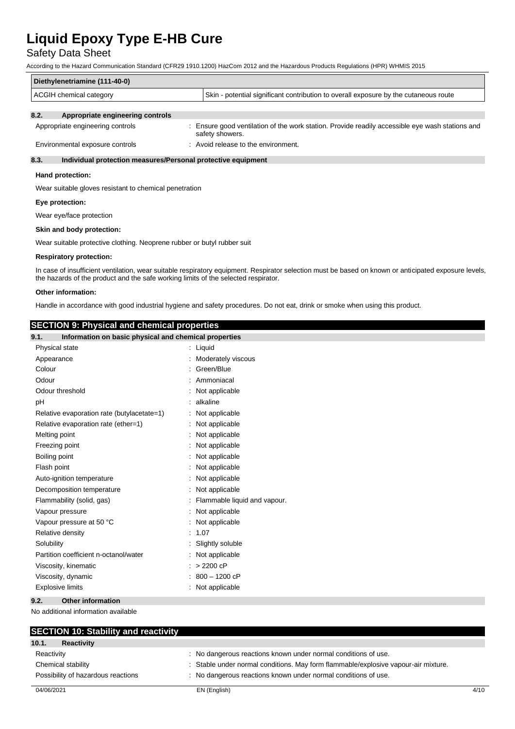| Diethylenetriamine (111-40-0) | |
|---|---|
| ACGIH chemical category | Skin - potential significant contribution to overall exposure by the cutaneous route |

### 8.2. Appropriate engineering controls

Appropriate engineering controls : Ensure good ventilation of the work station. Provide readily accessible eye wash stations and safety showers.

Environmental exposure controls : Avoid release to the environment.

### 8.3. Individual protection measures/Personal protective equipment

**Hand protection:**

Wear suitable gloves resistant to chemical penetration

**Eye protection:**

Wear eye/face protection

**Skin and body protection:**

Wear suitable protective clothing. Neoprene rubber or butyl rubber suit

**Respiratory protection:**

In case of insufficient ventilation, wear suitable respiratory equipment. Respirator selection must be based on known or anticipated exposure levels, the hazards of the product and the safe working limits of the selected respirator.

**Other information:**

Handle in accordance with good industrial hygiene and safety procedures. Do not eat, drink or smoke when using this product.

## SECTION 9: Physical and chemical properties

### 9.1. Information on basic physical and chemical properties

| Property | Value |
|---|---|
| Physical state | Liquid |
| Appearance | Moderately viscous |
| Colour | Green/Blue |
| Odour | Ammoniacal |
| Odour threshold | Not applicable |
| pH | alkaline |
| Relative evaporation rate (butylacetate=1) | Not applicable |
| Relative evaporation rate (ether=1) | Not applicable |
| Melting point | Not applicable |
| Freezing point | Not applicable |
| Boiling point | Not applicable |
| Flash point | Not applicable |
| Auto-ignition temperature | Not applicable |
| Decomposition temperature | Not applicable |
| Flammability (solid, gas) | Flammable liquid and vapour. |
| Vapour pressure | Not applicable |
| Vapour pressure at 50 °C | Not applicable |
| Relative density | 1.07 |
| Solubility | Slightly soluble |
| Partition coefficient n-octanol/water | Not applicable |
| Viscosity, kinematic | > 2200 cP |
| Viscosity, dynamic | 800 – 1200 cP |
| Explosive limits | Not applicable |

### 9.2. Other information

No additional information available

## SECTION 10: Stability and reactivity

### 10.1. Reactivity

Reactivity : No dangerous reactions known under normal conditions of use.

Chemical stability : Stable under normal conditions. May form flammable/explosive vapour-air mixture.

Possibility of hazardous reactions : No dangerous reactions known under normal conditions of use.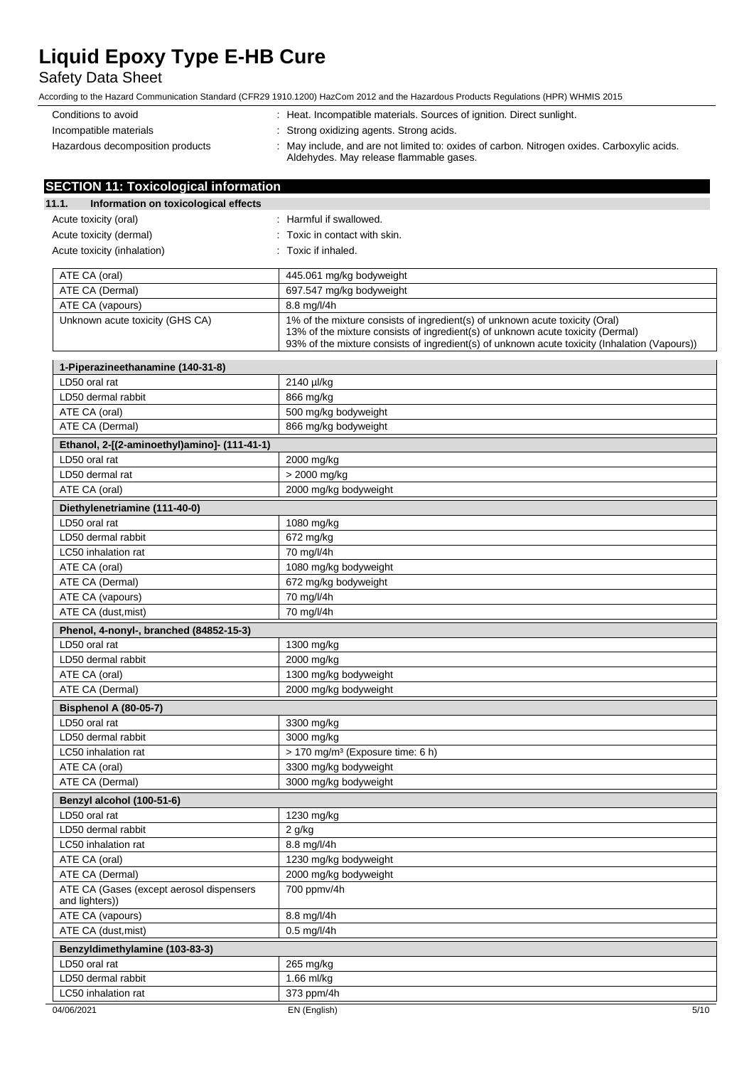Conditions to avoid : Heat. Incompatible materials. Sources of ignition. Direct sunlight.

Incompatible materials : Strong oxidizing agents. Strong acids.

Hazardous decomposition products : May include, and are not limited to: oxides of carbon. Nitrogen oxides. Carboxylic acids. Aldehydes. May release flammable gases.

## SECTION 11: Toxicological information

### 11.1. Information on toxicological effects

Acute toxicity (oral) : Harmful if swallowed.

Acute toxicity (dermal) : Toxic in contact with skin.

Acute toxicity (inhalation) : Toxic if inhaled.

| | |
|---|---|
| ATE CA (oral) | 445.061 mg/kg bodyweight |
| ATE CA (Dermal) | 697.547 mg/kg bodyweight |
| ATE CA (vapours) | 8.8 mg/l/4h |
| Unknown acute toxicity (GHS CA) | 1% of the mixture consists of ingredient(s) of unknown acute toxicity (Oral)<br>13% of the mixture consists of ingredient(s) of unknown acute toxicity (Dermal)<br>93% of the mixture consists of ingredient(s) of unknown acute toxicity (Inhalation (Vapours)) |

| 1-Piperazineethanamine (140-31-8) | |
|---|---|
| LD50 oral rat | 2140 µl/kg |
| LD50 dermal rabbit | 866 mg/kg |
| ATE CA (oral) | 500 mg/kg bodyweight |
| ATE CA (Dermal) | 866 mg/kg bodyweight |

| Ethanol, 2-[(2-aminoethyl)amino]- (111-41-1) | |
|---|---|
| LD50 oral rat | 2000 mg/kg |
| LD50 dermal rat | > 2000 mg/kg |
| ATE CA (oral) | 2000 mg/kg bodyweight |

| Diethylenetriamine (111-40-0) | |
|---|---|
| LD50 oral rat | 1080 mg/kg |
| LD50 dermal rabbit | 672 mg/kg |
| LC50 inhalation rat | 70 mg/l/4h |
| ATE CA (oral) | 1080 mg/kg bodyweight |
| ATE CA (Dermal) | 672 mg/kg bodyweight |
| ATE CA (vapours) | 70 mg/l/4h |
| ATE CA (dust,mist) | 70 mg/l/4h |

| Phenol, 4-nonyl-, branched (84852-15-3) | |
|---|---|
| LD50 oral rat | 1300 mg/kg |
| LD50 dermal rabbit | 2000 mg/kg |
| ATE CA (oral) | 1300 mg/kg bodyweight |
| ATE CA (Dermal) | 2000 mg/kg bodyweight |

| Bisphenol A (80-05-7) | |
|---|---|
| LD50 oral rat | 3300 mg/kg |
| LD50 dermal rabbit | 3000 mg/kg |
| LC50 inhalation rat | > 170 mg/m³ (Exposure time: 6 h) |
| ATE CA (oral) | 3300 mg/kg bodyweight |
| ATE CA (Dermal) | 3000 mg/kg bodyweight |

| Benzyl alcohol (100-51-6) | |
|---|---|
| LD50 oral rat | 1230 mg/kg |
| LD50 dermal rabbit | 2 g/kg |
| LC50 inhalation rat | 8.8 mg/l/4h |
| ATE CA (oral) | 1230 mg/kg bodyweight |
| ATE CA (Dermal) | 2000 mg/kg bodyweight |
| ATE CA (Gases (except aerosol dispensers and lighters)) | 700 ppmv/4h |
| ATE CA (vapours) | 8.8 mg/l/4h |
| ATE CA (dust,mist) | 0.5 mg/l/4h |

| Benzyldimethylamine (103-83-3) | |
|---|---|
| LD50 oral rat | 265 mg/kg |
| LD50 dermal rabbit | 1.66 ml/kg |
| LC50 inhalation rat | 373 ppm/4h |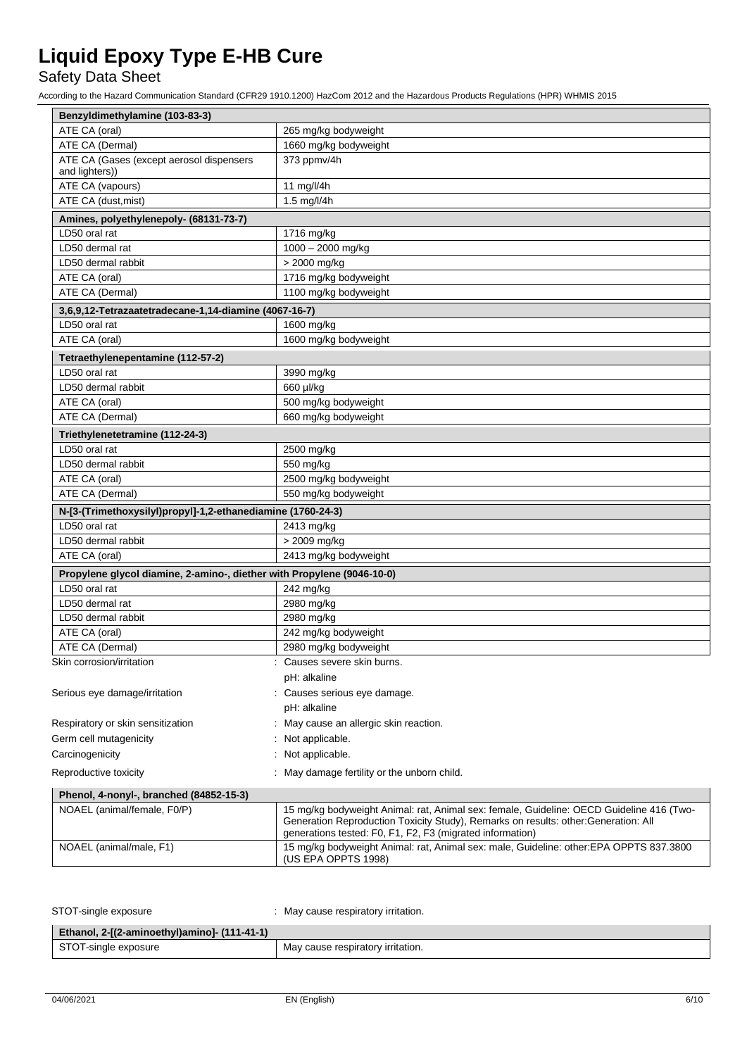| Benzyldimethylamine (103-83-3) | |
|---|---|
| ATE CA (oral) | 265 mg/kg bodyweight |
| ATE CA (Dermal) | 1660 mg/kg bodyweight |
| ATE CA (Gases (except aerosol dispensers and lighters)) | 373 ppmv/4h |
| ATE CA (vapours) | 11 mg/l/4h |
| ATE CA (dust,mist) | 1.5 mg/l/4h |

| Amines, polyethylenepoly- (68131-73-7) | |
|---|---|
| LD50 oral rat | 1716 mg/kg |
| LD50 dermal rat | 1000 – 2000 mg/kg |
| LD50 dermal rabbit | > 2000 mg/kg |
| ATE CA (oral) | 1716 mg/kg bodyweight |
| ATE CA (Dermal) | 1100 mg/kg bodyweight |

| 3,6,9,12-Tetrazaatetradecane-1,14-diamine (4067-16-7) | |
|---|---|
| LD50 oral rat | 1600 mg/kg |
| ATE CA (oral) | 1600 mg/kg bodyweight |

| Tetraethylenepentamine (112-57-2) | |
|---|---|
| LD50 oral rat | 3990 mg/kg |
| LD50 dermal rabbit | 660 µl/kg |
| ATE CA (oral) | 500 mg/kg bodyweight |
| ATE CA (Dermal) | 660 mg/kg bodyweight |

| Triethylenetetramine (112-24-3) | |
|---|---|
| LD50 oral rat | 2500 mg/kg |
| LD50 dermal rabbit | 550 mg/kg |
| ATE CA (oral) | 2500 mg/kg bodyweight |
| ATE CA (Dermal) | 550 mg/kg bodyweight |

| N-[3-(Trimethoxysilyl)propyl]-1,2-ethanediamine (1760-24-3) | |
|---|---|
| LD50 oral rat | 2413 mg/kg |
| LD50 dermal rabbit | > 2009 mg/kg |
| ATE CA (oral) | 2413 mg/kg bodyweight |

| Propylene glycol diamine, 2-amino-, diether with Propylene (9046-10-0) | |
|---|---|
| LD50 oral rat | 242 mg/kg |
| LD50 dermal rat | 2980 mg/kg |
| LD50 dermal rabbit | 2980 mg/kg |
| ATE CA (oral) | 242 mg/kg bodyweight |
| ATE CA (Dermal) | 2980 mg/kg bodyweight |

Skin corrosion/irritation : Causes severe skin burns.
pH: alkaline

Serious eye damage/irritation : Causes serious eye damage.
pH: alkaline

Respiratory or skin sensitization : May cause an allergic skin reaction.

Germ cell mutagenicity : Not applicable.

Carcinogenicity : Not applicable.

Reproductive toxicity : May damage fertility or the unborn child.

| Phenol, 4-nonyl-, branched (84852-15-3) | |
|---|---|
| NOAEL (animal/female, F0/P) | 15 mg/kg bodyweight Animal: rat, Animal sex: female, Guideline: OECD Guideline 416 (Two-Generation Reproduction Toxicity Study), Remarks on results: other:Generation: All generations tested: F0, F1, F2, F3 (migrated information) |
| NOAEL (animal/male, F1) | 15 mg/kg bodyweight Animal: rat, Animal sex: male, Guideline: other:EPA OPPTS 837.3800 (US EPA OPPTS 1998) |

STOT-single exposure : May cause respiratory irritation.

| Ethanol, 2-[(2-aminoethyl)amino]- (111-41-1) | |
|---|---|
| STOT-single exposure | May cause respiratory irritation. |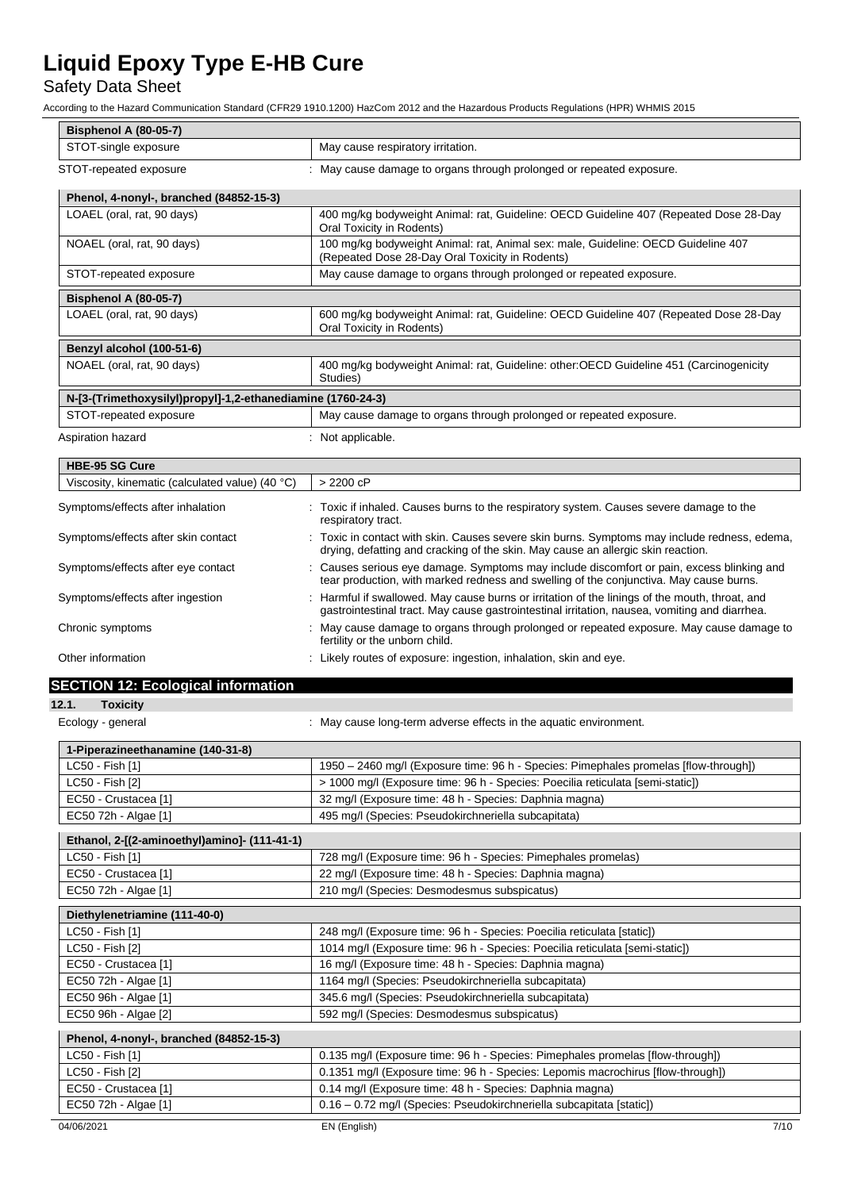| Bisphenol A (80-05-7) | |
|---|---|
| STOT-single exposure | May cause respiratory irritation. |

STOT-repeated exposure : May cause damage to organs through prolonged or repeated exposure.

| Phenol, 4-nonyl-, branched (84852-15-3) | |
|---|---|
| LOAEL (oral, rat, 90 days) | 400 mg/kg bodyweight Animal: rat, Guideline: OECD Guideline 407 (Repeated Dose 28-Day Oral Toxicity in Rodents) |
| NOAEL (oral, rat, 90 days) | 100 mg/kg bodyweight Animal: rat, Animal sex: male, Guideline: OECD Guideline 407 (Repeated Dose 28-Day Oral Toxicity in Rodents) |
| STOT-repeated exposure | May cause damage to organs through prolonged or repeated exposure. |

| Bisphenol A (80-05-7) | |
|---|---|
| LOAEL (oral, rat, 90 days) | 600 mg/kg bodyweight Animal: rat, Guideline: OECD Guideline 407 (Repeated Dose 28-Day Oral Toxicity in Rodents) |

| Benzyl alcohol (100-51-6) | |
|---|---|
| NOAEL (oral, rat, 90 days) | 400 mg/kg bodyweight Animal: rat, Guideline: other:OECD Guideline 451 (Carcinogenicity Studies) |

| N-[3-(Trimethoxysilyl)propyl]-1,2-ethanediamine (1760-24-3) | |
|---|---|
| STOT-repeated exposure | May cause damage to organs through prolonged or repeated exposure. |

Aspiration hazard : Not applicable.

| HBE-95 SG Cure | |
|---|---|
| Viscosity, kinematic (calculated value) (40 °C) | > 2200 cP |

Symptoms/effects after inhalation : Toxic if inhaled. Causes burns to the respiratory system. Causes severe damage to the respiratory tract.

Symptoms/effects after skin contact : Toxic in contact with skin. Causes severe skin burns. Symptoms may include redness, edema, drying, defatting and cracking of the skin. May cause an allergic skin reaction.

Symptoms/effects after eye contact : Causes serious eye damage. Symptoms may include discomfort or pain, excess blinking and tear production, with marked redness and swelling of the conjunctiva. May cause burns.

Symptoms/effects after ingestion : Harmful if swallowed. May cause burns or irritation of the linings of the mouth, throat, and gastrointestinal tract. May cause gastrointestinal irritation, nausea, vomiting and diarrhea.

Chronic symptoms : May cause damage to organs through prolonged or repeated exposure. May cause damage to fertility or the unborn child.

Other information : Likely routes of exposure: ingestion, inhalation, skin and eye.

## SECTION 12: Ecological information

### 12.1. Toxicity

Ecology - general : May cause long-term adverse effects in the aquatic environment.

| 1-Piperazineethanamine (140-31-8) | |
|---|---|
| LC50 - Fish [1] | 1950 – 2460 mg/l (Exposure time: 96 h - Species: Pimephales promelas [flow-through]) |
| LC50 - Fish [2] | > 1000 mg/l (Exposure time: 96 h - Species: Poecilia reticulata [semi-static]) |
| EC50 - Crustacea [1] | 32 mg/l (Exposure time: 48 h - Species: Daphnia magna) |
| EC50 72h - Algae [1] | 495 mg/l (Species: Pseudokirchneriella subcapitata) |

| Ethanol, 2-[(2-aminoethyl)amino]- (111-41-1) | |
|---|---|
| LC50 - Fish [1] | 728 mg/l (Exposure time: 96 h - Species: Pimephales promelas) |
| EC50 - Crustacea [1] | 22 mg/l (Exposure time: 48 h - Species: Daphnia magna) |
| EC50 72h - Algae [1] | 210 mg/l (Species: Desmodesmus subspicatus) |

| Diethylenetriamine (111-40-0) | |
|---|---|
| LC50 - Fish [1] | 248 mg/l (Exposure time: 96 h - Species: Poecilia reticulata [static]) |
| LC50 - Fish [2] | 1014 mg/l (Exposure time: 96 h - Species: Poecilia reticulata [semi-static]) |
| EC50 - Crustacea [1] | 16 mg/l (Exposure time: 48 h - Species: Daphnia magna) |
| EC50 72h - Algae [1] | 1164 mg/l (Species: Pseudokirchneriella subcapitata) |
| EC50 96h - Algae [1] | 345.6 mg/l (Species: Pseudokirchneriella subcapitata) |
| EC50 96h - Algae [2] | 592 mg/l (Species: Desmodesmus subspicatus) |

| Phenol, 4-nonyl-, branched (84852-15-3) | |
|---|---|
| LC50 - Fish [1] | 0.135 mg/l (Exposure time: 96 h - Species: Pimephales promelas [flow-through]) |
| LC50 - Fish [2] | 0.1351 mg/l (Exposure time: 96 h - Species: Lepomis macrochirus [flow-through]) |
| EC50 - Crustacea [1] | 0.14 mg/l (Exposure time: 48 h - Species: Daphnia magna) |
| EC50 72h - Algae [1] | 0.16 – 0.72 mg/l (Species: Pseudokirchneriella subcapitata [static]) |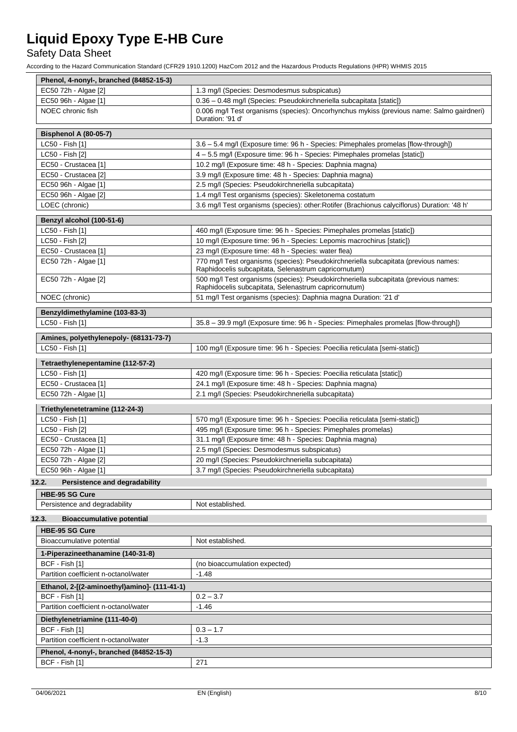| Phenol, 4-nonyl-, branched (84852-15-3) | |
|---|---|
| EC50 72h - Algae [2] | 1.3 mg/l (Species: Desmodesmus subspicatus) |
| EC50 96h - Algae [1] | 0.36 – 0.48 mg/l (Species: Pseudokirchneriella subcapitata [static]) |
| NOEC chronic fish | 0.006 mg/l Test organisms (species): Oncorhynchus mykiss (previous name: Salmo gairdneri) Duration: '91 d' |

| Bisphenol A (80-05-7) | |
|---|---|
| LC50 - Fish [1] | 3.6 – 5.4 mg/l (Exposure time: 96 h - Species: Pimephales promelas [flow-through]) |
| LC50 - Fish [2] | 4 – 5.5 mg/l (Exposure time: 96 h - Species: Pimephales promelas [static]) |
| EC50 - Crustacea [1] | 10.2 mg/l (Exposure time: 48 h - Species: Daphnia magna) |
| EC50 - Crustacea [2] | 3.9 mg/l (Exposure time: 48 h - Species: Daphnia magna) |
| EC50 96h - Algae [1] | 2.5 mg/l (Species: Pseudokirchneriella subcapitata) |
| EC50 96h - Algae [2] | 1.4 mg/l Test organisms (species): Skeletonema costatum |
| LOEC (chronic) | 3.6 mg/l Test organisms (species): other:Rotifer (Brachionus calyciflorus) Duration: '48 h' |

| Benzyl alcohol (100-51-6) | |
|---|---|
| LC50 - Fish [1] | 460 mg/l (Exposure time: 96 h - Species: Pimephales promelas [static]) |
| LC50 - Fish [2] | 10 mg/l (Exposure time: 96 h - Species: Lepomis macrochirus [static]) |
| EC50 - Crustacea [1] | 23 mg/l (Exposure time: 48 h - Species: water flea) |
| EC50 72h - Algae [1] | 770 mg/l Test organisms (species): Pseudokirchneriella subcapitata (previous names: Raphidocelis subcapitata, Selenastrum capricornutum) |
| EC50 72h - Algae [2] | 500 mg/l Test organisms (species): Pseudokirchneriella subcapitata (previous names: Raphidocelis subcapitata, Selenastrum capricornutum) |
| NOEC (chronic) | 51 mg/l Test organisms (species): Daphnia magna Duration: '21 d' |

| Benzyldimethylamine (103-83-3) | |
|---|---|
| LC50 - Fish [1] | 35.8 – 39.9 mg/l (Exposure time: 96 h - Species: Pimephales promelas [flow-through]) |

| Amines, polyethylenepoly- (68131-73-7) | |
|---|---|
| LC50 - Fish [1] | 100 mg/l (Exposure time: 96 h - Species: Poecilia reticulata [semi-static]) |

| Tetraethylenepentamine (112-57-2) | |
|---|---|
| LC50 - Fish [1] | 420 mg/l (Exposure time: 96 h - Species: Poecilia reticulata [static]) |
| EC50 - Crustacea [1] | 24.1 mg/l (Exposure time: 48 h - Species: Daphnia magna) |
| EC50 72h - Algae [1] | 2.1 mg/l (Species: Pseudokirchneriella subcapitata) |

| Triethylenetetramine (112-24-3) | |
|---|---|
| LC50 - Fish [1] | 570 mg/l (Exposure time: 96 h - Species: Poecilia reticulata [semi-static]) |
| LC50 - Fish [2] | 495 mg/l (Exposure time: 96 h - Species: Pimephales promelas) |
| EC50 - Crustacea [1] | 31.1 mg/l (Exposure time: 48 h - Species: Daphnia magna) |
| EC50 72h - Algae [1] | 2.5 mg/l (Species: Desmodesmus subspicatus) |
| EC50 72h - Algae [2] | 20 mg/l (Species: Pseudokirchneriella subcapitata) |
| EC50 96h - Algae [1] | 3.7 mg/l (Species: Pseudokirchneriella subcapitata) |

### 12.2. Persistence and degradability

| HBE-95 SG Cure | |
|---|---|
| Persistence and degradability | Not established. |

### 12.3. Bioaccumulative potential

| HBE-95 SG Cure | |
|---|---|
| Bioaccumulative potential | Not established. |

| 1-Piperazineethanamine (140-31-8) | |
|---|---|
| BCF - Fish [1] | (no bioaccumulation expected) |
| Partition coefficient n-octanol/water | -1.48 |

| Ethanol, 2-[(2-aminoethyl)amino]- (111-41-1) | |
|---|---|
| BCF - Fish [1] | 0.2 – 3.7 |
| Partition coefficient n-octanol/water | -1.46 |

| Diethylenetriamine (111-40-0) | |
|---|---|
| BCF - Fish [1] | 0.3 – 1.7 |
| Partition coefficient n-octanol/water | -1.3 |

| Phenol, 4-nonyl-, branched (84852-15-3) | |
|---|---|
| BCF - Fish [1] | 271 |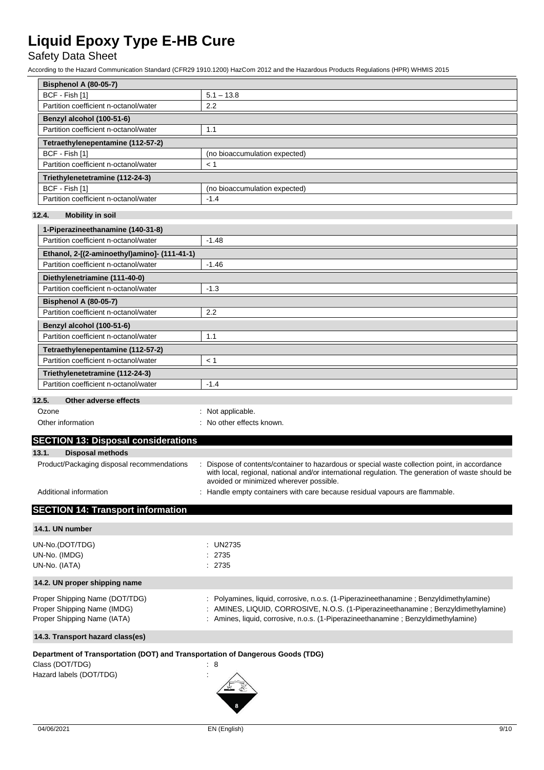| Bisphenol A (80-05-7) | |
|---|---|
| BCF - Fish [1] | 5.1 – 13.8 |
| Partition coefficient n-octanol/water | 2.2 |
| **Benzyl alcohol (100-51-6)** | |
| Partition coefficient n-octanol/water | 1.1 |
| **Tetraethylenepentamine (112-57-2)** | |
| BCF - Fish [1] | (no bioaccumulation expected) |
| Partition coefficient n-octanol/water | < 1 |
| **Triethylenetetramine (112-24-3)** | |
| BCF - Fish [1] | (no bioaccumulation expected) |
| Partition coefficient n-octanol/water | -1.4 |

### 12.4. Mobility in soil

| 1-Piperazineethanamine (140-31-8) | |
|---|---|
| Partition coefficient n-octanol/water | -1.48 |
| **Ethanol, 2-[(2-aminoethyl)amino]- (111-41-1)** | |
| Partition coefficient n-octanol/water | -1.46 |
| **Diethylenetriamine (111-40-0)** | |
| Partition coefficient n-octanol/water | -1.3 |
| **Bisphenol A (80-05-7)** | |
| Partition coefficient n-octanol/water | 2.2 |
| **Benzyl alcohol (100-51-6)** | |
| Partition coefficient n-octanol/water | 1.1 |
| **Tetraethylenepentamine (112-57-2)** | |
| Partition coefficient n-octanol/water | < 1 |
| **Triethylenetetramine (112-24-3)** | |
| Partition coefficient n-octanol/water | -1.4 |

### 12.5. Other adverse effects

Ozone : Not applicable.

Other information : No other effects known.

## SECTION 13: Disposal considerations

### 13.1. Disposal methods

Product/Packaging disposal recommendations : Dispose of contents/container to hazardous or special waste collection point, in accordance with local, regional, national and/or international regulation. The generation of waste should be avoided or minimized wherever possible.

Additional information : Handle empty containers with care because residual vapours are flammable.

## SECTION 14: Transport information

### 14.1. UN number

UN-No.(DOT/TDG) : UN2735

UN-No. (IMDG) : 2735

UN-No. (IATA) : 2735

### 14.2. UN proper shipping name

Proper Shipping Name (DOT/TDG) : Polyamines, liquid, corrosive, n.o.s. (1-Piperazineethanamine ; Benzyldimethylamine)

Proper Shipping Name (IMDG) : AMINES, LIQUID, CORROSIVE, N.O.S. (1-Piperazineethanamine ; Benzyldimethylamine)

Proper Shipping Name (IATA) : Amines, liquid, corrosive, n.o.s. (1-Piperazineethanamine ; Benzyldimethylamine)

### 14.3. Transport hazard class(es)

**Department of Transportation (DOT) and Transportation of Dangerous Goods (TDG)**

Class (DOT/TDG) : 8

Hazard labels (DOT/TDG) :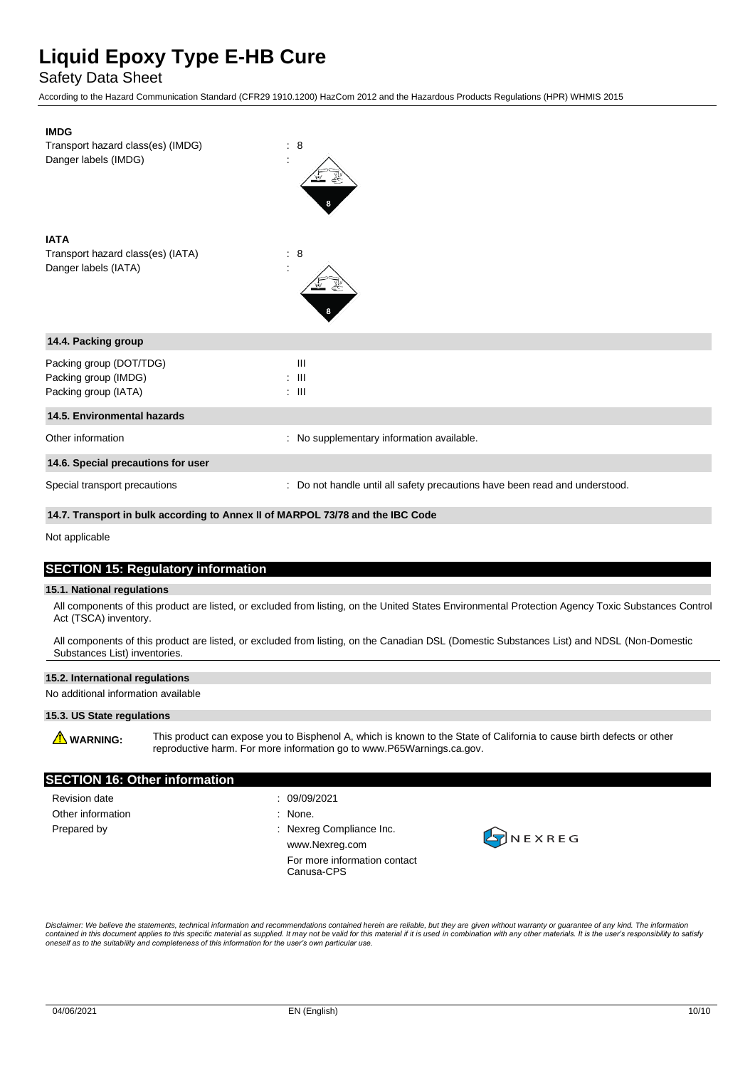**IMDG**

Transport hazard class(es) (IMDG) : 8

Danger labels (IMDG) :

**IATA**

Transport hazard class(es) (IATA) : 8

Danger labels (IATA) :

### 14.4. Packing group

Packing group (DOT/TDG) III

Packing group (IMDG) : III

Packing group (IATA) : III

### 14.5. Environmental hazards

Other information : No supplementary information available.

### 14.6. Special precautions for user

Special transport precautions : Do not handle until all safety precautions have been read and understood.

### 14.7. Transport in bulk according to Annex II of MARPOL 73/78 and the IBC Code

Not applicable

## SECTION 15: Regulatory information

### 15.1. National regulations

All components of this product are listed, or excluded from listing, on the United States Environmental Protection Agency Toxic Substances Control Act (TSCA) inventory.

All components of this product are listed, or excluded from listing, on the Canadian DSL (Domestic Substances List) and NDSL (Non-Domestic Substances List) inventories.

### 15.2. International regulations

No additional information available

### 15.3. US State regulations

**WARNING:** This product can expose you to Bisphenol A, which is known to the State of California to cause birth defects or other reproductive harm. For more information go to www.P65Warnings.ca.gov.

## SECTION 16: Other information

Revision date : 09/09/2021

Other information : None.

Prepared by : Nexreg Compliance Inc.
www.Nexreg.com
For more information contact Canusa-CPS

NEXREG

*Disclaimer: We believe the statements, technical information and recommendations contained herein are reliable, but they are given without warranty or guarantee of any kind. The information contained in this document applies to this specific material as supplied. It may not be valid for this material if it is used in combination with any other materials. It is the user's responsibility to satisfy oneself as to the suitability and completeness of this information for the user's own particular use.*